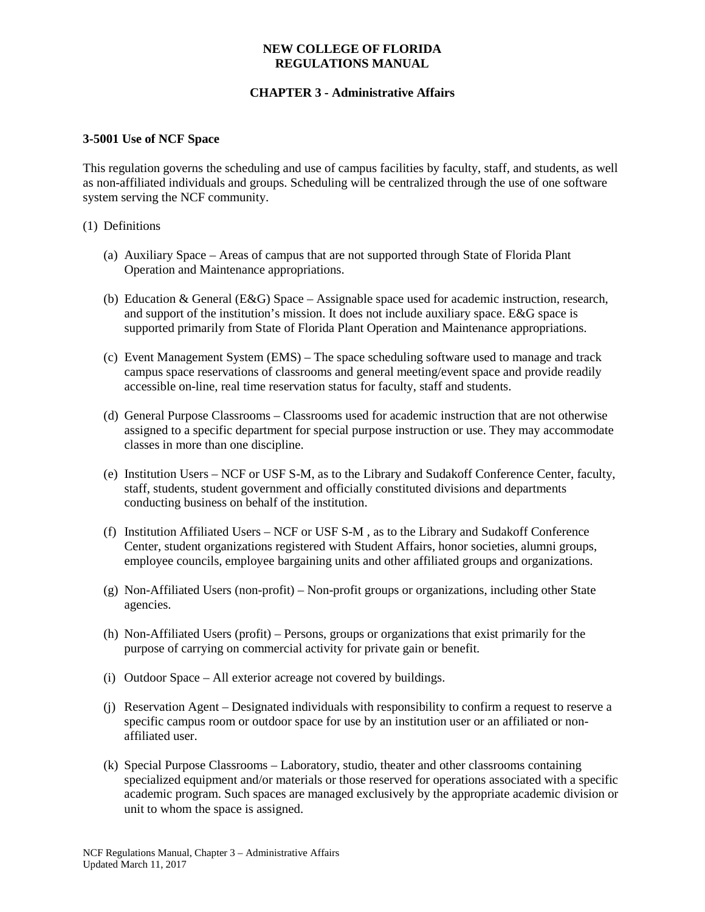**NEW COLLEGE OF FLORIDA**
**REGULATIONS MANUAL**

**CHAPTER 3 - Administrative Affairs**

### 3-5001 Use of NCF Space

This regulation governs the scheduling and use of campus facilities by faculty, staff, and students, as well as non-affiliated individuals and groups. Scheduling will be centralized through the use of one software system serving the NCF community.

(1) Definitions

(a) Auxiliary Space – Areas of campus that are not supported through State of Florida Plant Operation and Maintenance appropriations.

(b) Education & General (E&G) Space – Assignable space used for academic instruction, research, and support of the institution's mission. It does not include auxiliary space. E&G space is supported primarily from State of Florida Plant Operation and Maintenance appropriations.

(c) Event Management System (EMS) – The space scheduling software used to manage and track campus space reservations of classrooms and general meeting/event space and provide readily accessible on-line, real time reservation status for faculty, staff and students.

(d) General Purpose Classrooms – Classrooms used for academic instruction that are not otherwise assigned to a specific department for special purpose instruction or use. They may accommodate classes in more than one discipline.

(e) Institution Users – NCF or USF S-M, as to the Library and Sudakoff Conference Center, faculty, staff, students, student government and officially constituted divisions and departments conducting business on behalf of the institution.

(f) Institution Affiliated Users – NCF or USF S-M , as to the Library and Sudakoff Conference Center, student organizations registered with Student Affairs, honor societies, alumni groups, employee councils, employee bargaining units and other affiliated groups and organizations.

(g) Non-Affiliated Users (non-profit) – Non-profit groups or organizations, including other State agencies.

(h) Non-Affiliated Users (profit) – Persons, groups or organizations that exist primarily for the purpose of carrying on commercial activity for private gain or benefit.

(i) Outdoor Space – All exterior acreage not covered by buildings.

(j) Reservation Agent – Designated individuals with responsibility to confirm a request to reserve a specific campus room or outdoor space for use by an institution user or an affiliated or non-affiliated user.

(k) Special Purpose Classrooms – Laboratory, studio, theater and other classrooms containing specialized equipment and/or materials or those reserved for operations associated with a specific academic program. Such spaces are managed exclusively by the appropriate academic division or unit to whom the space is assigned.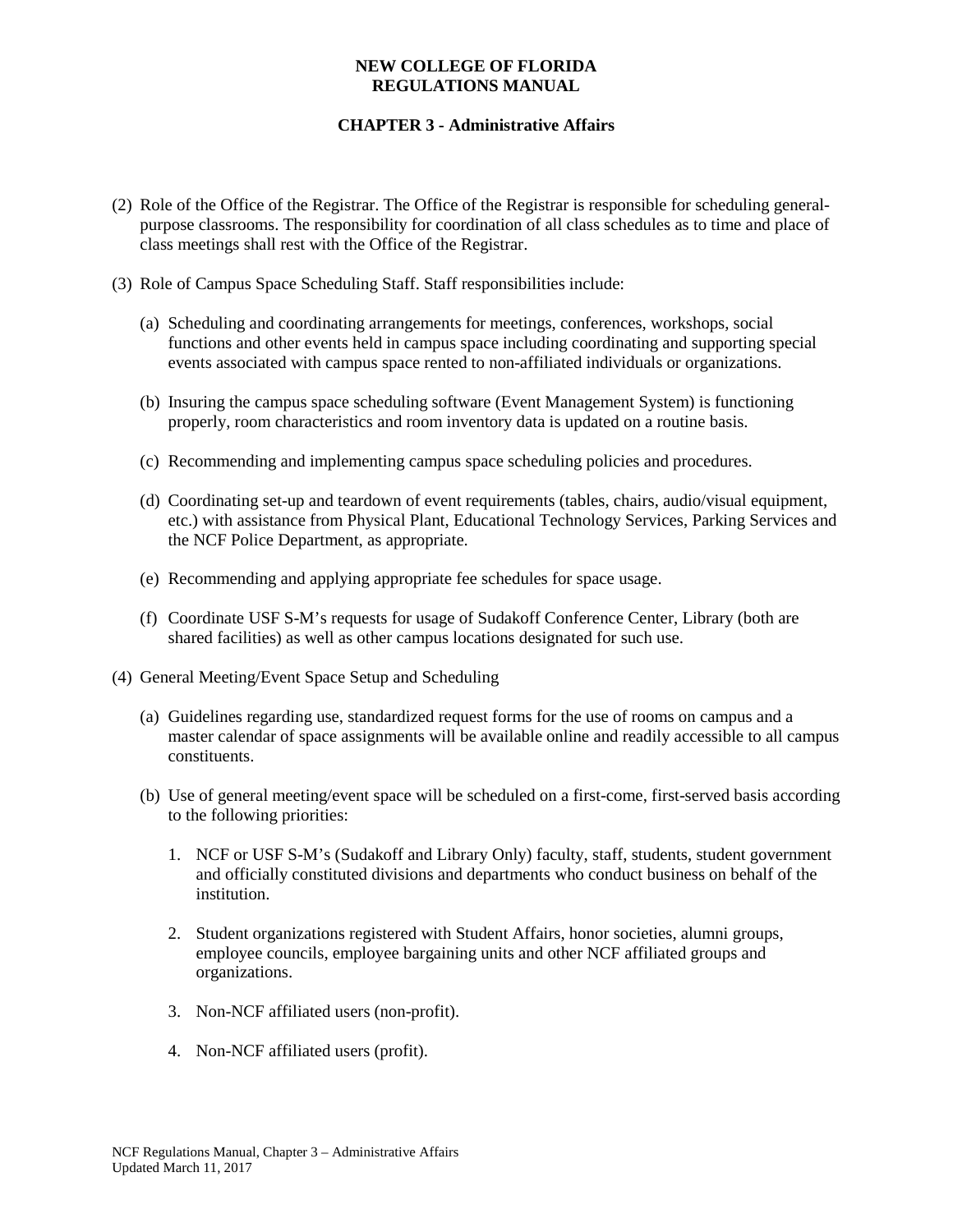(2) Role of the Office of the Registrar. The Office of the Registrar is responsible for scheduling general-purpose classrooms. The responsibility for coordination of all class schedules as to time and place of class meetings shall rest with the Office of the Registrar.

(3) Role of Campus Space Scheduling Staff. Staff responsibilities include:

   (a) Scheduling and coordinating arrangements for meetings, conferences, workshops, social functions and other events held in campus space including coordinating and supporting special events associated with campus space rented to non-affiliated individuals or organizations.

   (b) Insuring the campus space scheduling software (Event Management System) is functioning properly, room characteristics and room inventory data is updated on a routine basis.

   (c) Recommending and implementing campus space scheduling policies and procedures.

   (d) Coordinating set-up and teardown of event requirements (tables, chairs, audio/visual equipment, etc.) with assistance from Physical Plant, Educational Technology Services, Parking Services and the NCF Police Department, as appropriate.

   (e) Recommending and applying appropriate fee schedules for space usage.

   (f) Coordinate USF S-M's requests for usage of Sudakoff Conference Center, Library (both are shared facilities) as well as other campus locations designated for such use.

(4) General Meeting/Event Space Setup and Scheduling

   (a) Guidelines regarding use, standardized request forms for the use of rooms on campus and a master calendar of space assignments will be available online and readily accessible to all campus constituents.

   (b) Use of general meeting/event space will be scheduled on a first-come, first-served basis according to the following priorities:

      1. NCF or USF S-M's (Sudakoff and Library Only) faculty, staff, students, student government and officially constituted divisions and departments who conduct business on behalf of the institution.

      2. Student organizations registered with Student Affairs, honor societies, alumni groups, employee councils, employee bargaining units and other NCF affiliated groups and organizations.

      3. Non-NCF affiliated users (non-profit).

      4. Non-NCF affiliated users (profit).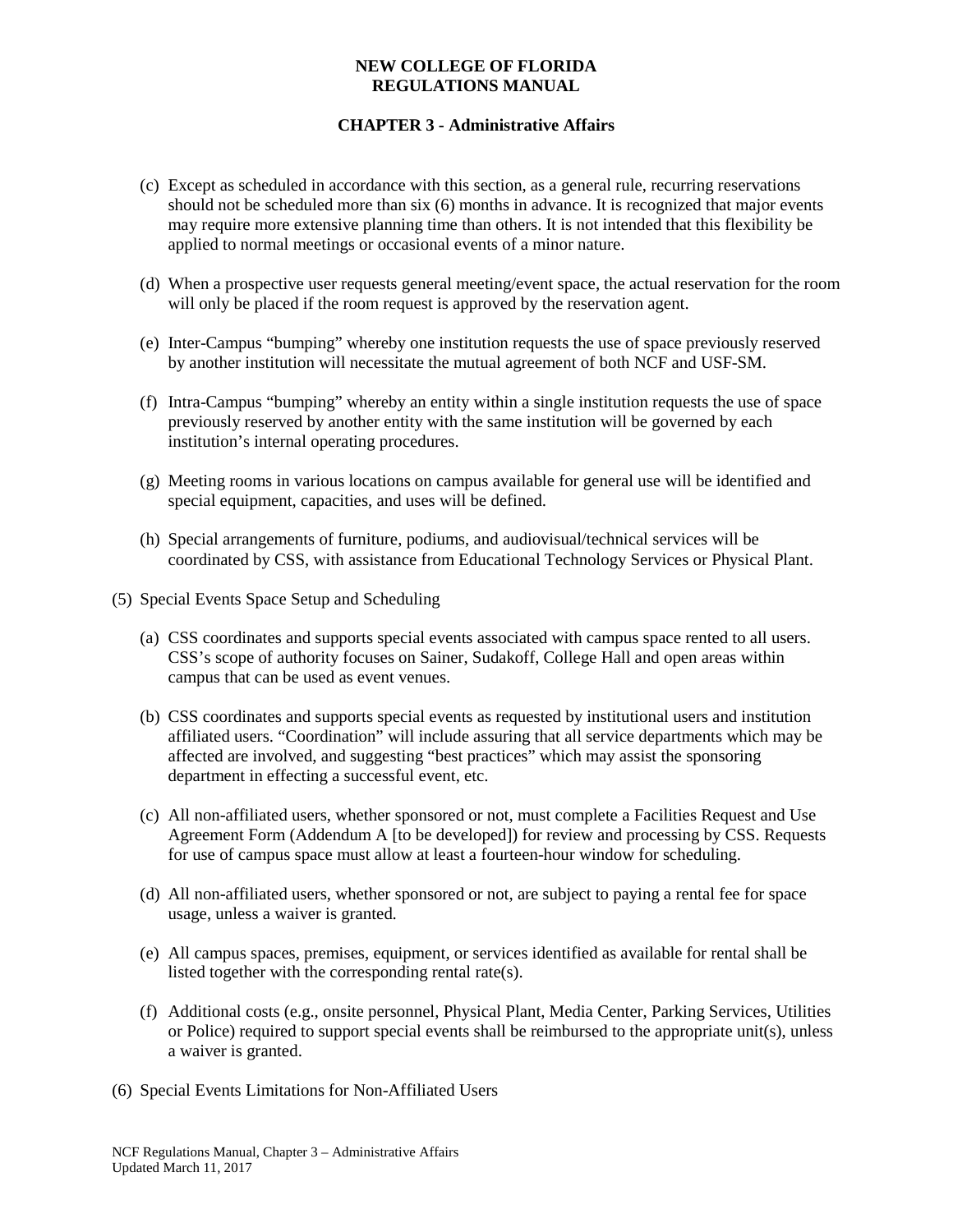(c) Except as scheduled in accordance with this section, as a general rule, recurring reservations should not be scheduled more than six (6) months in advance. It is recognized that major events may require more extensive planning time than others. It is not intended that this flexibility be applied to normal meetings or occasional events of a minor nature.

(d) When a prospective user requests general meeting/event space, the actual reservation for the room will only be placed if the room request is approved by the reservation agent.

(e) Inter-Campus "bumping" whereby one institution requests the use of space previously reserved by another institution will necessitate the mutual agreement of both NCF and USF-SM.

(f) Intra-Campus "bumping" whereby an entity within a single institution requests the use of space previously reserved by another entity with the same institution will be governed by each institution's internal operating procedures.

(g) Meeting rooms in various locations on campus available for general use will be identified and special equipment, capacities, and uses will be defined.

(h) Special arrangements of furniture, podiums, and audiovisual/technical services will be coordinated by CSS, with assistance from Educational Technology Services or Physical Plant.

(5) Special Events Space Setup and Scheduling

(a) CSS coordinates and supports special events associated with campus space rented to all users. CSS's scope of authority focuses on Sainer, Sudakoff, College Hall and open areas within campus that can be used as event venues.

(b) CSS coordinates and supports special events as requested by institutional users and institution affiliated users. "Coordination" will include assuring that all service departments which may be affected are involved, and suggesting "best practices" which may assist the sponsoring department in effecting a successful event, etc.

(c) All non-affiliated users, whether sponsored or not, must complete a Facilities Request and Use Agreement Form (Addendum A [to be developed]) for review and processing by CSS. Requests for use of campus space must allow at least a fourteen-hour window for scheduling.

(d) All non-affiliated users, whether sponsored or not, are subject to paying a rental fee for space usage, unless a waiver is granted.

(e) All campus spaces, premises, equipment, or services identified as available for rental shall be listed together with the corresponding rental rate(s).

(f) Additional costs (e.g., onsite personnel, Physical Plant, Media Center, Parking Services, Utilities or Police) required to support special events shall be reimbursed to the appropriate unit(s), unless a waiver is granted.

(6) Special Events Limitations for Non-Affiliated Users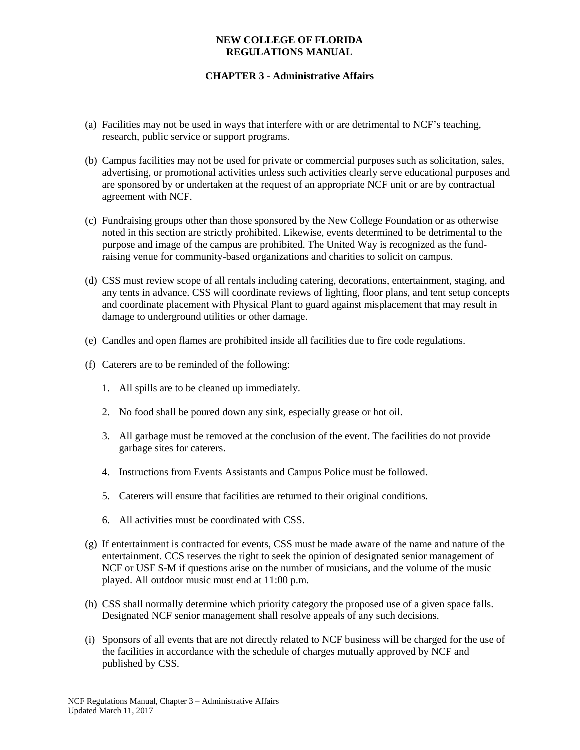(a) Facilities may not be used in ways that interfere with or are detrimental to NCF's teaching, research, public service or support programs.

(b) Campus facilities may not be used for private or commercial purposes such as solicitation, sales, advertising, or promotional activities unless such activities clearly serve educational purposes and are sponsored by or undertaken at the request of an appropriate NCF unit or are by contractual agreement with NCF.

(c) Fundraising groups other than those sponsored by the New College Foundation or as otherwise noted in this section are strictly prohibited. Likewise, events determined to be detrimental to the purpose and image of the campus are prohibited. The United Way is recognized as the fund-raising venue for community-based organizations and charities to solicit on campus.

(d) CSS must review scope of all rentals including catering, decorations, entertainment, staging, and any tents in advance. CSS will coordinate reviews of lighting, floor plans, and tent setup concepts and coordinate placement with Physical Plant to guard against misplacement that may result in damage to underground utilities or other damage.

(e) Candles and open flames are prohibited inside all facilities due to fire code regulations.

(f) Caterers are to be reminded of the following:

1. All spills are to be cleaned up immediately.
2. No food shall be poured down any sink, especially grease or hot oil.
3. All garbage must be removed at the conclusion of the event. The facilities do not provide garbage sites for caterers.
4. Instructions from Events Assistants and Campus Police must be followed.
5. Caterers will ensure that facilities are returned to their original conditions.
6. All activities must be coordinated with CSS.

(g) If entertainment is contracted for events, CSS must be made aware of the name and nature of the entertainment. CCS reserves the right to seek the opinion of designated senior management of NCF or USF S-M if questions arise on the number of musicians, and the volume of the music played. All outdoor music must end at 11:00 p.m.

(h) CSS shall normally determine which priority category the proposed use of a given space falls. Designated NCF senior management shall resolve appeals of any such decisions.

(i) Sponsors of all events that are not directly related to NCF business will be charged for the use of the facilities in accordance with the schedule of charges mutually approved by NCF and published by CSS.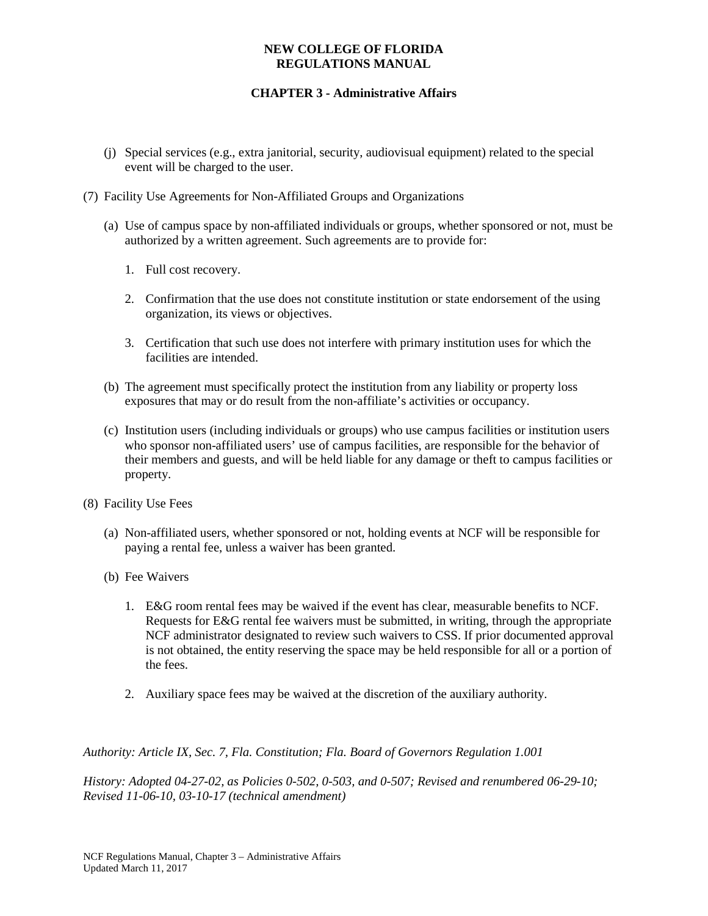(j) Special services (e.g., extra janitorial, security, audiovisual equipment) related to the special event will be charged to the user.

(7) Facility Use Agreements for Non-Affiliated Groups and Organizations

(a) Use of campus space by non-affiliated individuals or groups, whether sponsored or not, must be authorized by a written agreement. Such agreements are to provide for:

1. Full cost recovery.

2. Confirmation that the use does not constitute institution or state endorsement of the using organization, its views or objectives.

3. Certification that such use does not interfere with primary institution uses for which the facilities are intended.

(b) The agreement must specifically protect the institution from any liability or property loss exposures that may or do result from the non-affiliate's activities or occupancy.

(c) Institution users (including individuals or groups) who use campus facilities or institution users who sponsor non-affiliated users' use of campus facilities, are responsible for the behavior of their members and guests, and will be held liable for any damage or theft to campus facilities or property.

(8) Facility Use Fees

(a) Non-affiliated users, whether sponsored or not, holding events at NCF will be responsible for paying a rental fee, unless a waiver has been granted.

(b) Fee Waivers

1. E&G room rental fees may be waived if the event has clear, measurable benefits to NCF. Requests for E&G rental fee waivers must be submitted, in writing, through the appropriate NCF administrator designated to review such waivers to CSS. If prior documented approval is not obtained, the entity reserving the space may be held responsible for all or a portion of the fees.

2. Auxiliary space fees may be waived at the discretion of the auxiliary authority.

*Authority: Article IX, Sec. 7, Fla. Constitution; Fla. Board of Governors Regulation 1.001*

*History: Adopted 04-27-02, as Policies 0-502, 0-503, and 0-507; Revised and renumbered 06-29-10; Revised 11-06-10, 03-10-17 (technical amendment)*